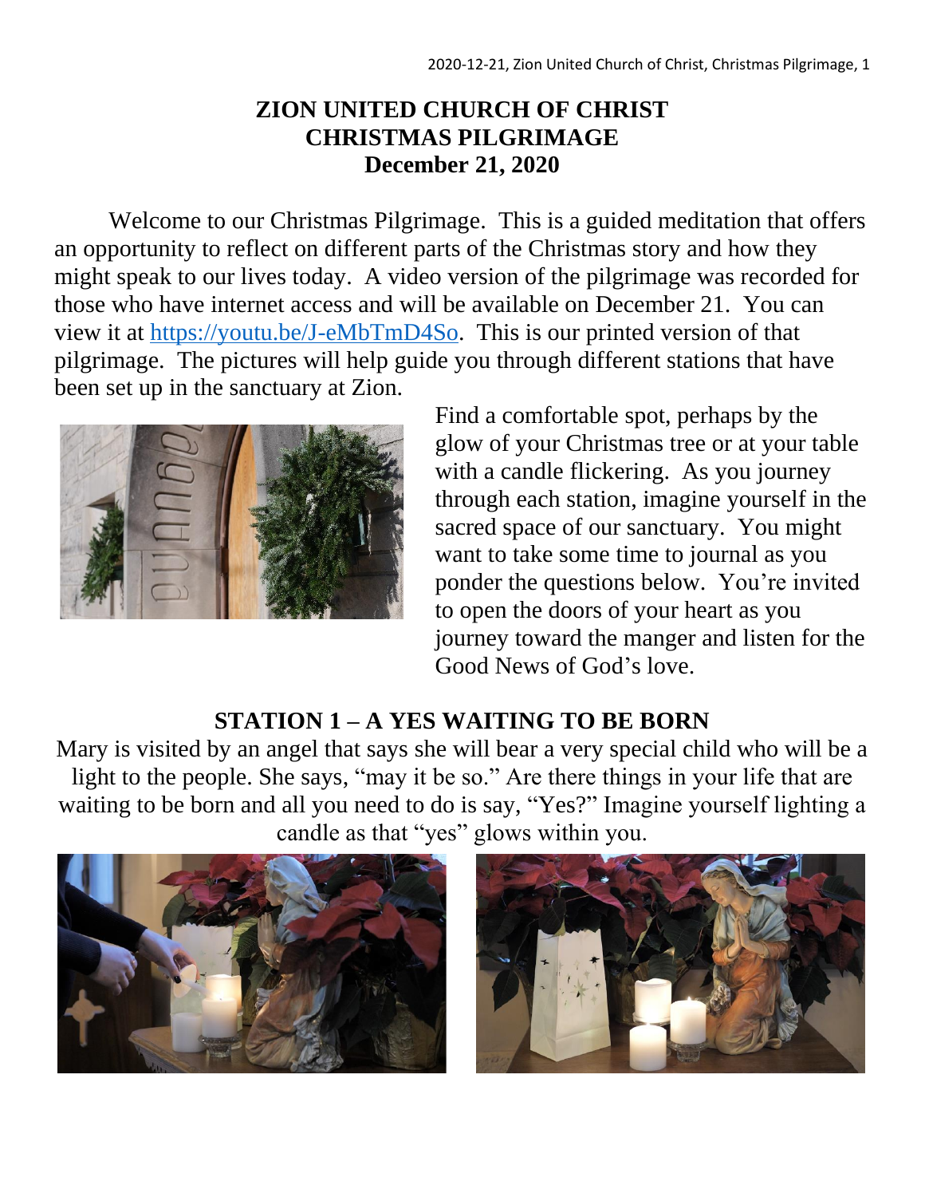# ZION UNITED CHURCH OF CHRIST
# CHRISTMAS PILGRIMAGE
# December 21, 2020

Welcome to our Christmas Pilgrimage. This is a guided meditation that offers an opportunity to reflect on different parts of the Christmas story and how they might speak to our lives today. A video version of the pilgrimage was recorded for those who have internet access and will be available on December 21. You can view it at https://youtu.be/J-eMbTmD4So. This is our printed version of that pilgrimage. The pictures will help guide you through different stations that have been set up in the sanctuary at Zion.

Find a comfortable spot, perhaps by the glow of your Christmas tree or at your table with a candle flickering. As you journey through each station, imagine yourself in the sacred space of our sanctuary. You might want to take some time to journal as you ponder the questions below. You're invited to open the doors of your heart as you journey toward the manger and listen for the Good News of God's love.

## STATION 1 – A YES WAITING TO BE BORN

Mary is visited by an angel that says she will bear a very special child who will be a light to the people. She says, "may it be so." Are there things in your life that are waiting to be born and all you need to do is say, "Yes?" Imagine yourself lighting a candle as that "yes" glows within you.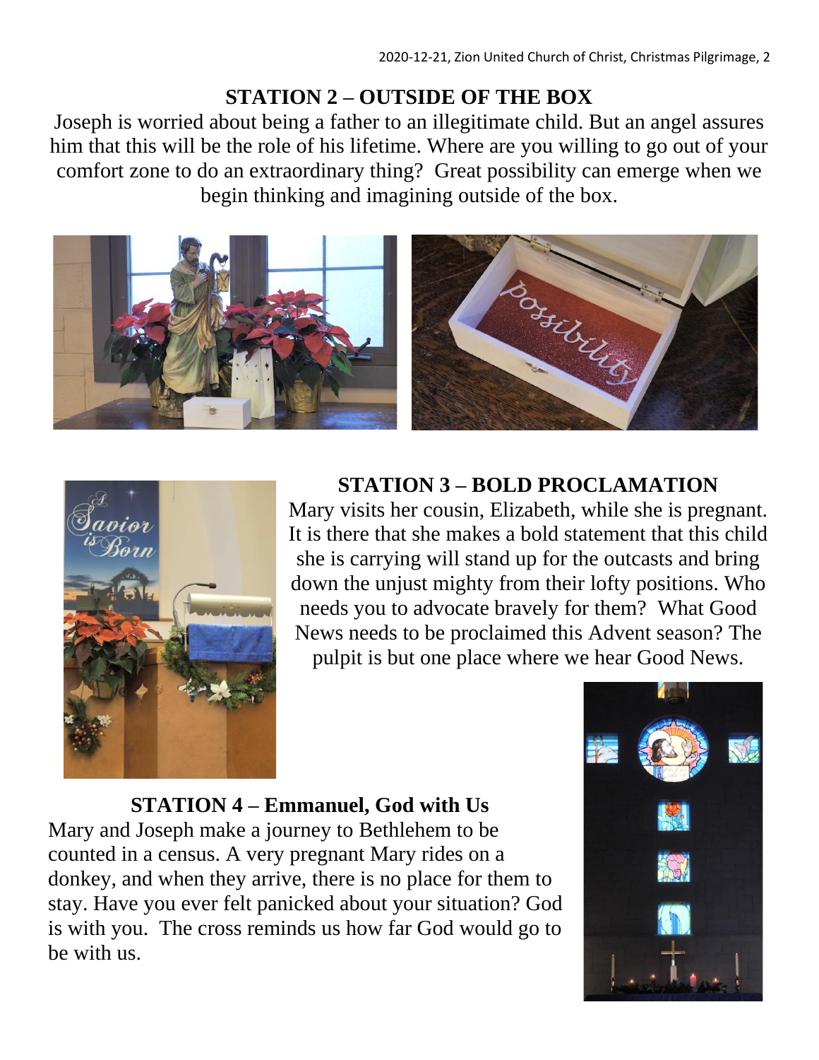## STATION 2 – OUTSIDE OF THE BOX

Joseph is worried about being a father to an illegitimate child. But an angel assures him that this will be the role of his lifetime. Where are you willing to go out of your comfort zone to do an extraordinary thing? Great possibility can emerge when we begin thinking and imagining outside of the box.

## STATION 3 – BOLD PROCLAMATION

Mary visits her cousin, Elizabeth, while she is pregnant. It is there that she makes a bold statement that this child she is carrying will stand up for the outcasts and bring down the unjust mighty from their lofty positions. Who needs you to advocate bravely for them? What Good News needs to be proclaimed this Advent season? The pulpit is but one place where we hear Good News.

## STATION 4 – Emmanuel, God with Us

Mary and Joseph make a journey to Bethlehem to be counted in a census. A very pregnant Mary rides on a donkey, and when they arrive, there is no place for them to stay. Have you ever felt panicked about your situation? God is with you. The cross reminds us how far God would go to be with us.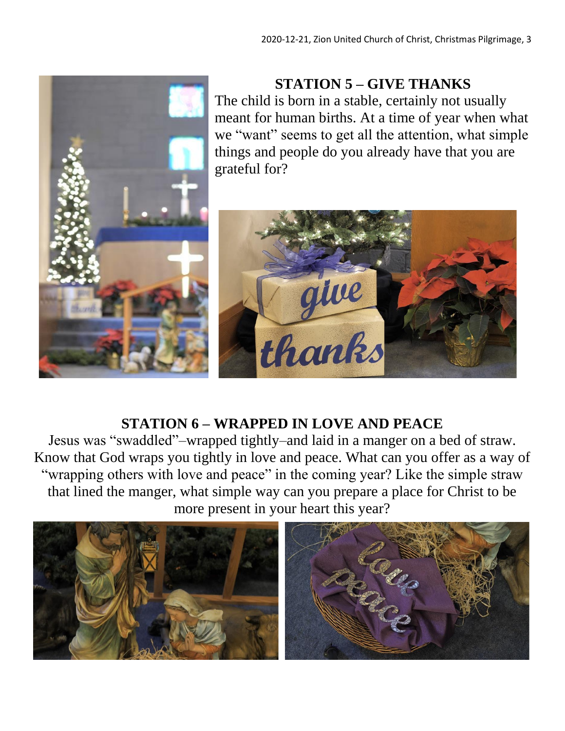## STATION 5 – GIVE THANKS

The child is born in a stable, certainly not usually meant for human births. At a time of year when what we "want" seems to get all the attention, what simple things and people do you already have that you are grateful for?

## STATION 6 – WRAPPED IN LOVE AND PEACE

Jesus was "swaddled"–wrapped tightly–and laid in a manger on a bed of straw. Know that God wraps you tightly in love and peace. What can you offer as a way of "wrapping others with love and peace" in the coming year? Like the simple straw that lined the manger, what simple way can you prepare a place for Christ to be more present in your heart this year?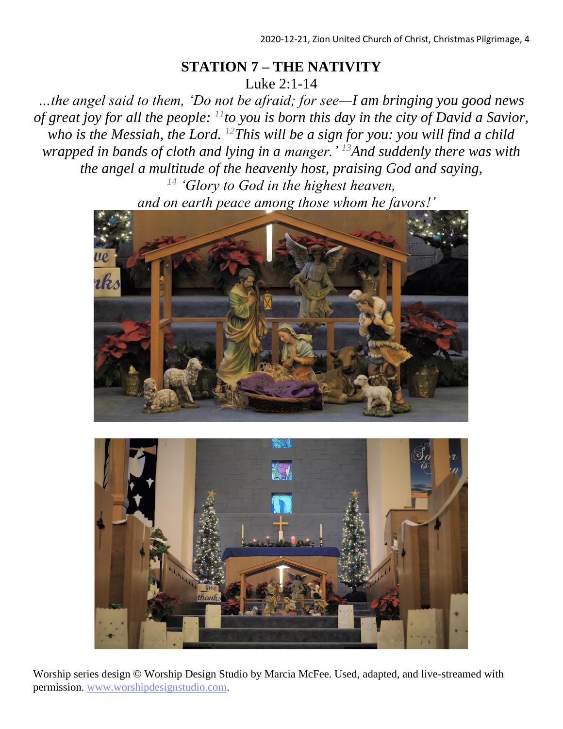# STATION 7 – THE NATIVITY

Luke 2:1-14

*...the angel said to them, 'Do not be afraid; for see—I am bringing you good news of great joy for all the people: [11]to you is born this day in the city of David a Savior, who is the Messiah, the Lord. [12]This will be a sign for you: you will find a child wrapped in bands of cloth and lying in a manger.' [13]And suddenly there was with the angel a multitude of the heavenly host, praising God and saying,*

*[14] 'Glory to God in the highest heaven,*
*and on earth peace among those whom he favors!'*

Worship series design © Worship Design Studio by Marcia McFee. Used, adapted, and live-streamed with permission. [www.worshipdesignstudio.com](http://www.worshipdesignstudio.com).